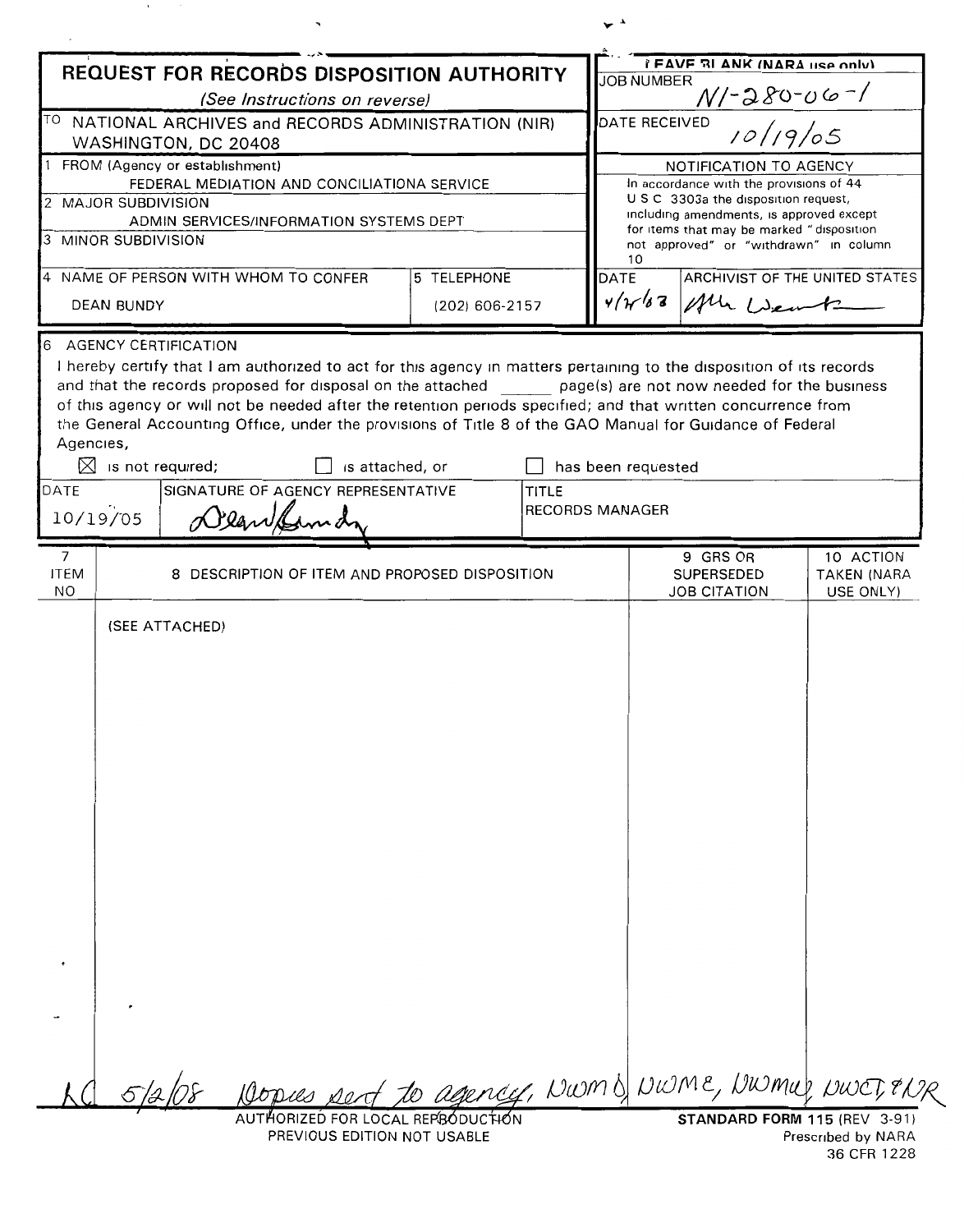# REQUEST FOR RECORDS DISPOSITION AUTHORITY

*(See Instructions on reverse)*

| | |
|---|---|
| TO NATIONAL ARCHIVES and RECORDS ADMINISTRATION (NIR) WASHINGTON, DC 20408 | LEAVE BLANK (NARA use only) |
| 1 FROM (Agency or establishment) FEDERAL MEDIATION AND CONCILIATIONA SERVICE | JOB NUMBER N1-280-06-1 |
| 2 MAJOR SUBDIVISION ADMIN SERVICES/INFORMATION SYSTEMS DEPT | DATE RECEIVED 10/19/05 |
| 3 MINOR SUBDIVISION | NOTIFICATION TO AGENCY — In accordance with the provisions of 44 U S C 3303a the disposition request, including amendments, is approved except for items that may be marked "disposition not approved" or "withdrawn" in column 10 |
| 4 NAME OF PERSON WITH WHOM TO CONFER: DEAN BUNDY — 5 TELEPHONE: (202) 606-2157 | DATE: 4/21/08 — ARCHIVIST OF THE UNITED STATES: [signature] |

**6 AGENCY CERTIFICATION**

I hereby certify that I am authorized to act for this agency in matters pertaining to the disposition of its records and that the records proposed for disposal on the attached ______ page(s) are not now needed for the business of this agency or will not be needed after the retention periods specified; and that written concurrence from the General Accounting Office, under the provisions of Title 8 of the GAO Manual for Guidance of Federal Agencies,

☒ is not required; ☐ is attached, or ☐ has been requested

| DATE | SIGNATURE OF AGENCY REPRESENTATIVE | TITLE |
|---|---|---|
| 10/19/05 | Dean Bundy | RECORDS MANAGER |

| 7 ITEM NO | 8 DESCRIPTION OF ITEM AND PROPOSED DISPOSITION | 9 GRS OR SUPERSEDED JOB CITATION | 10 ACTION TAKEN (NARA USE ONLY) |
|---|---|---|---|
| | (SEE ATTACHED) | | |

LC 5/2/08 Copies sent to agency, NWMD, NWME, NWMW, NWCT, & NR

AUTHORIZED FOR LOCAL REPRODUCTION
PREVIOUS EDITION NOT USABLE

STANDARD FORM 115 (REV 3-91)
Prescribed by NARA
36 CFR 1228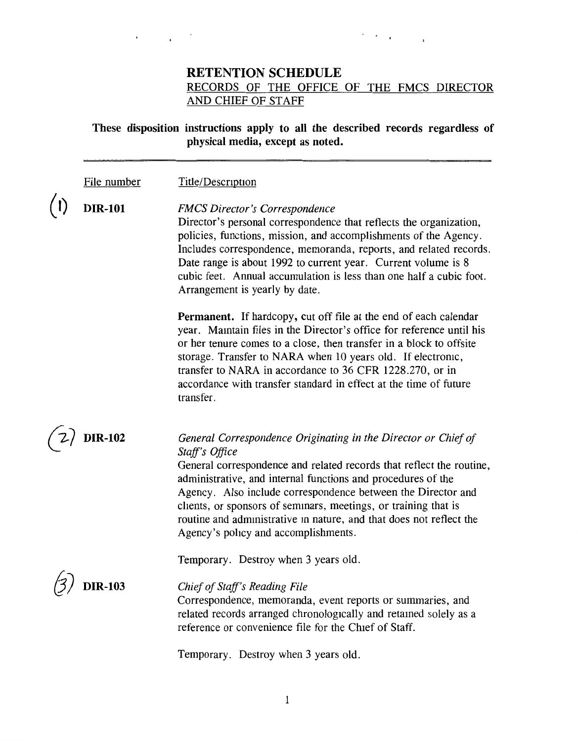# RETENTION SCHEDULE

RECORDS OF THE OFFICE OF THE FMCS DIRECTOR AND CHIEF OF STAFF

**These disposition instructions apply to all the described records regardless of physical media, except as noted.**

---

| File number | Title/Description |
|---|---|
| (1) **DIR-101** | *FMCS Director's Correspondence*<br>Director's personal correspondence that reflects the organization, policies, functions, mission, and accomplishments of the Agency. Includes correspondence, memoranda, reports, and related records. Date range is about 1992 to current year. Current volume is 8 cubic feet. Annual accumulation is less than one half a cubic foot. Arrangement is yearly by date.<br><br>**Permanent.** If hardcopy, cut off file at the end of each calendar year. Maintain files in the Director's office for reference until his or her tenure comes to a close, then transfer in a block to offsite storage. Transfer to NARA when 10 years old. If electronic, transfer to NARA in accordance to 36 CFR 1228.270, or in accordance with transfer standard in effect at the time of future transfer. |
| (2) **DIR-102** | *General Correspondence Originating in the Director or Chief of Staff's Office*<br>General correspondence and related records that reflect the routine, administrative, and internal functions and procedures of the Agency. Also include correspondence between the Director and clients, or sponsors of seminars, meetings, or training that is routine and administrative in nature, and that does not reflect the Agency's policy and accomplishments.<br><br>Temporary. Destroy when 3 years old. |
| (3) **DIR-103** | *Chief of Staff's Reading File*<br>Correspondence, memoranda, event reports or summaries, and related records arranged chronologically and retained solely as a reference or convenience file for the Chief of Staff.<br><br>Temporary. Destroy when 3 years old. |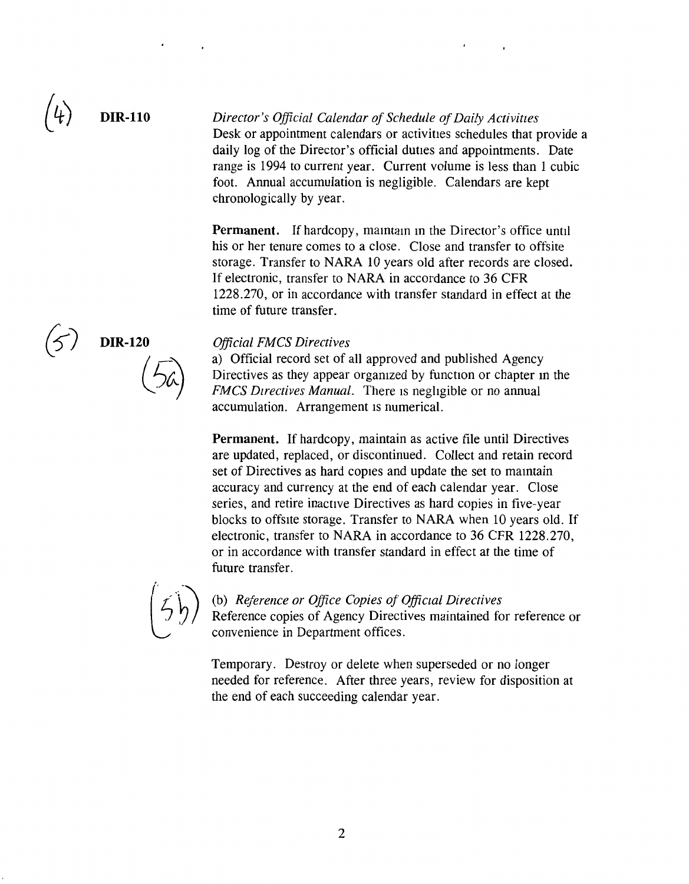(4) **DIR-110**

*Director's Official Calendar of Schedule of Daily Activities*
Desk or appointment calendars or activities schedules that provide a daily log of the Director's official duties and appointments. Date range is 1994 to current year. Current volume is less than 1 cubic foot. Annual accumulation is negligible. Calendars are kept chronologically by year.

**Permanent.** If hardcopy, maintain in the Director's office until his or her tenure comes to a close. Close and transfer to offsite storage. Transfer to NARA 10 years old after records are closed. If electronic, transfer to NARA in accordance to 36 CFR 1228.270, or in accordance with transfer standard in effect at the time of future transfer.

(5) **DIR-120**

*Official FMCS Directives*

(5a)

a) Official record set of all approved and published Agency Directives as they appear organized by function or chapter in the *FMCS Directives Manual*. There is negligible or no annual accumulation. Arrangement is numerical.

**Permanent.** If hardcopy, maintain as active file until Directives are updated, replaced, or discontinued. Collect and retain record set of Directives as hard copies and update the set to maintain accuracy and currency at the end of each calendar year. Close series, and retire inactive Directives as hard copies in five-year blocks to offsite storage. Transfer to NARA when 10 years old. If electronic, transfer to NARA in accordance to 36 CFR 1228.270, or in accordance with transfer standard in effect at the time of future transfer.

(5b)

(b) *Reference or Office Copies of Official Directives*
Reference copies of Agency Directives maintained for reference or convenience in Department offices.

Temporary. Destroy or delete when superseded or no longer needed for reference. After three years, review for disposition at the end of each succeeding calendar year.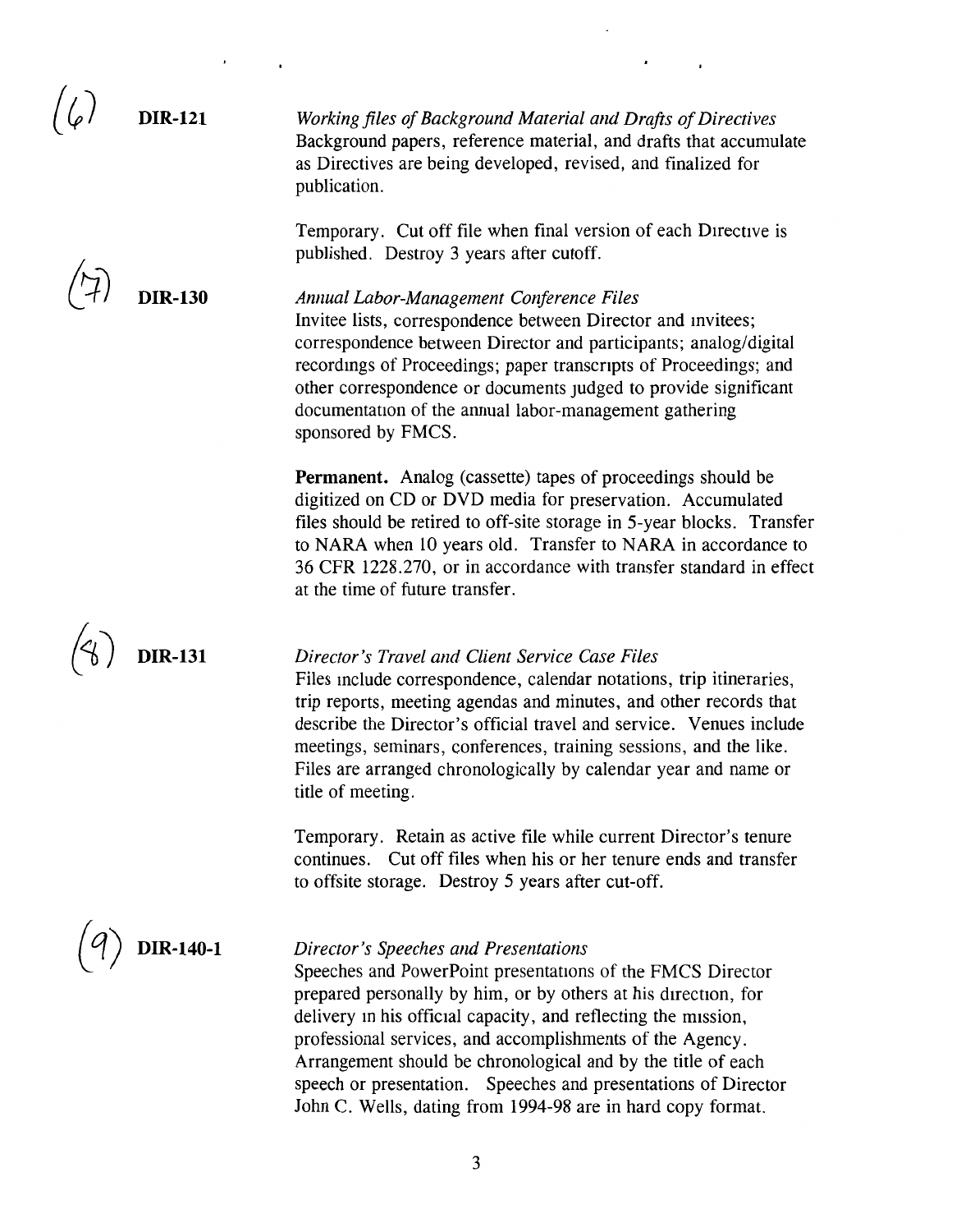(6) **DIR-121**

*Working files of Background Material and Drafts of Directives*
Background papers, reference material, and drafts that accumulate as Directives are being developed, revised, and finalized for publication.

Temporary. Cut off file when final version of each Directive is published. Destroy 3 years after cutoff.

(7) **DIR-130**

*Annual Labor-Management Conference Files*
Invitee lists, correspondence between Director and invitees; correspondence between Director and participants; analog/digital recordings of Proceedings; paper transcripts of Proceedings; and other correspondence or documents judged to provide significant documentation of the annual labor-management gathering sponsored by FMCS.

**Permanent.** Analog (cassette) tapes of proceedings should be digitized on CD or DVD media for preservation. Accumulated files should be retired to off-site storage in 5-year blocks. Transfer to NARA when 10 years old. Transfer to NARA in accordance to 36 CFR 1228.270, or in accordance with transfer standard in effect at the time of future transfer.

(8) **DIR-131**

*Director's Travel and Client Service Case Files*
Files include correspondence, calendar notations, trip itineraries, trip reports, meeting agendas and minutes, and other records that describe the Director's official travel and service. Venues include meetings, seminars, conferences, training sessions, and the like. Files are arranged chronologically by calendar year and name or title of meeting.

Temporary. Retain as active file while current Director's tenure continues. Cut off files when his or her tenure ends and transfer to offsite storage. Destroy 5 years after cut-off.

(9) **DIR-140-1**

*Director's Speeches and Presentations*
Speeches and PowerPoint presentations of the FMCS Director prepared personally by him, or by others at his direction, for delivery in his official capacity, and reflecting the mission, professional services, and accomplishments of the Agency. Arrangement should be chronological and by the title of each speech or presentation. Speeches and presentations of Director John C. Wells, dating from 1994-98 are in hard copy format.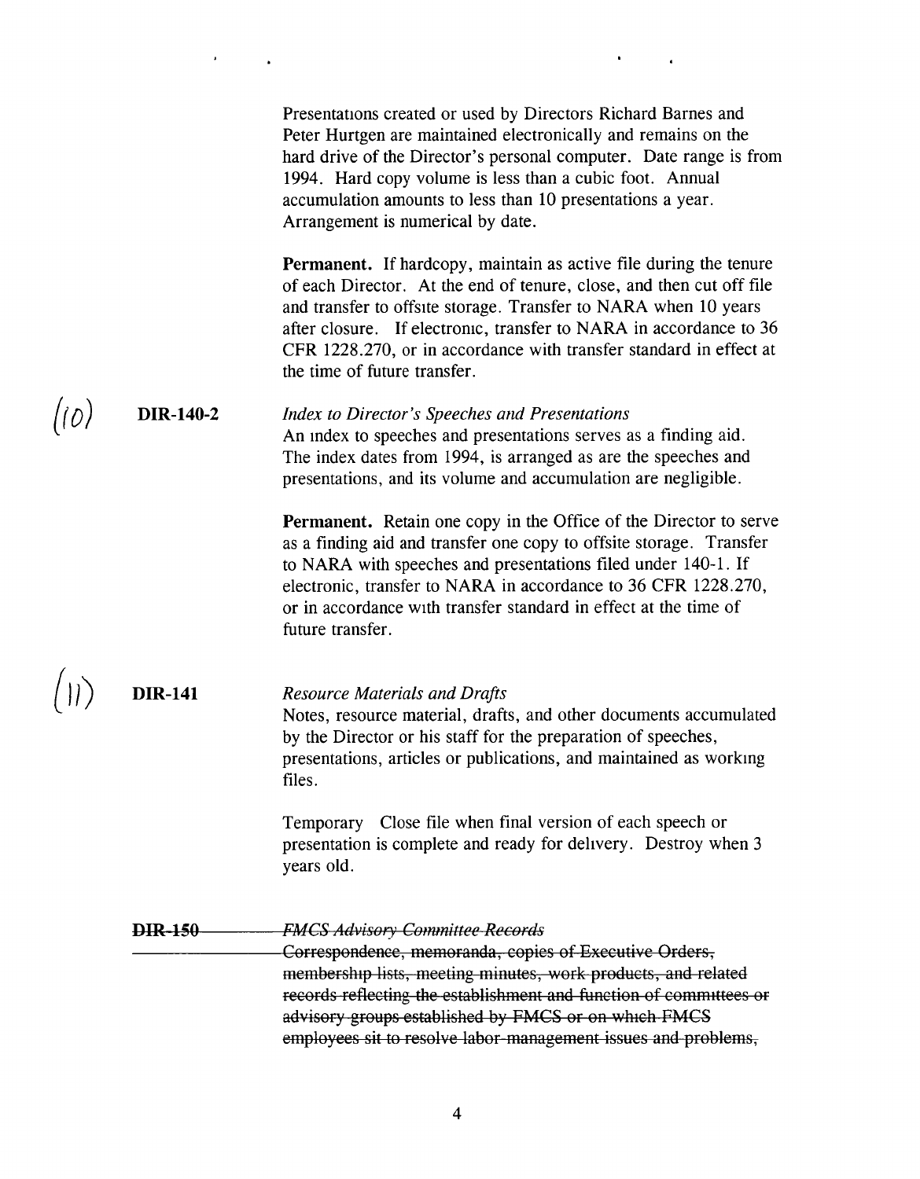Presentations created or used by Directors Richard Barnes and Peter Hurtgen are maintained electronically and remains on the hard drive of the Director's personal computer. Date range is from 1994. Hard copy volume is less than a cubic foot. Annual accumulation amounts to less than 10 presentations a year. Arrangement is numerical by date.

**Permanent.** If hardcopy, maintain as active file during the tenure of each Director. At the end of tenure, close, and then cut off file and transfer to offsite storage. Transfer to NARA when 10 years after closure. If electronic, transfer to NARA in accordance to 36 CFR 1228.270, or in accordance with transfer standard in effect at the time of future transfer.

(10) **DIR-140-2** *Index to Director's Speeches and Presentations*

An index to speeches and presentations serves as a finding aid. The index dates from 1994, is arranged as are the speeches and presentations, and its volume and accumulation are negligible.

**Permanent.** Retain one copy in the Office of the Director to serve as a finding aid and transfer one copy to offsite storage. Transfer to NARA with speeches and presentations filed under 140-1. If electronic, transfer to NARA in accordance to 36 CFR 1228.270, or in accordance with transfer standard in effect at the time of future transfer.

(11) **DIR-141** *Resource Materials and Drafts*

Notes, resource material, drafts, and other documents accumulated by the Director or his staff for the preparation of speeches, presentations, articles or publications, and maintained as working files.

Temporary Close file when final version of each speech or presentation is complete and ready for delivery. Destroy when 3 years old.

~~**DIR-150**~~ ~~*FMCS Advisory Committee Records*~~

~~Correspondence, memoranda, copies of Executive Orders, membership lists, meeting minutes, work products, and related records reflecting the establishment and function of committees or advisory groups established by FMCS or on which FMCS employees sit to resolve labor-management issues and problems,~~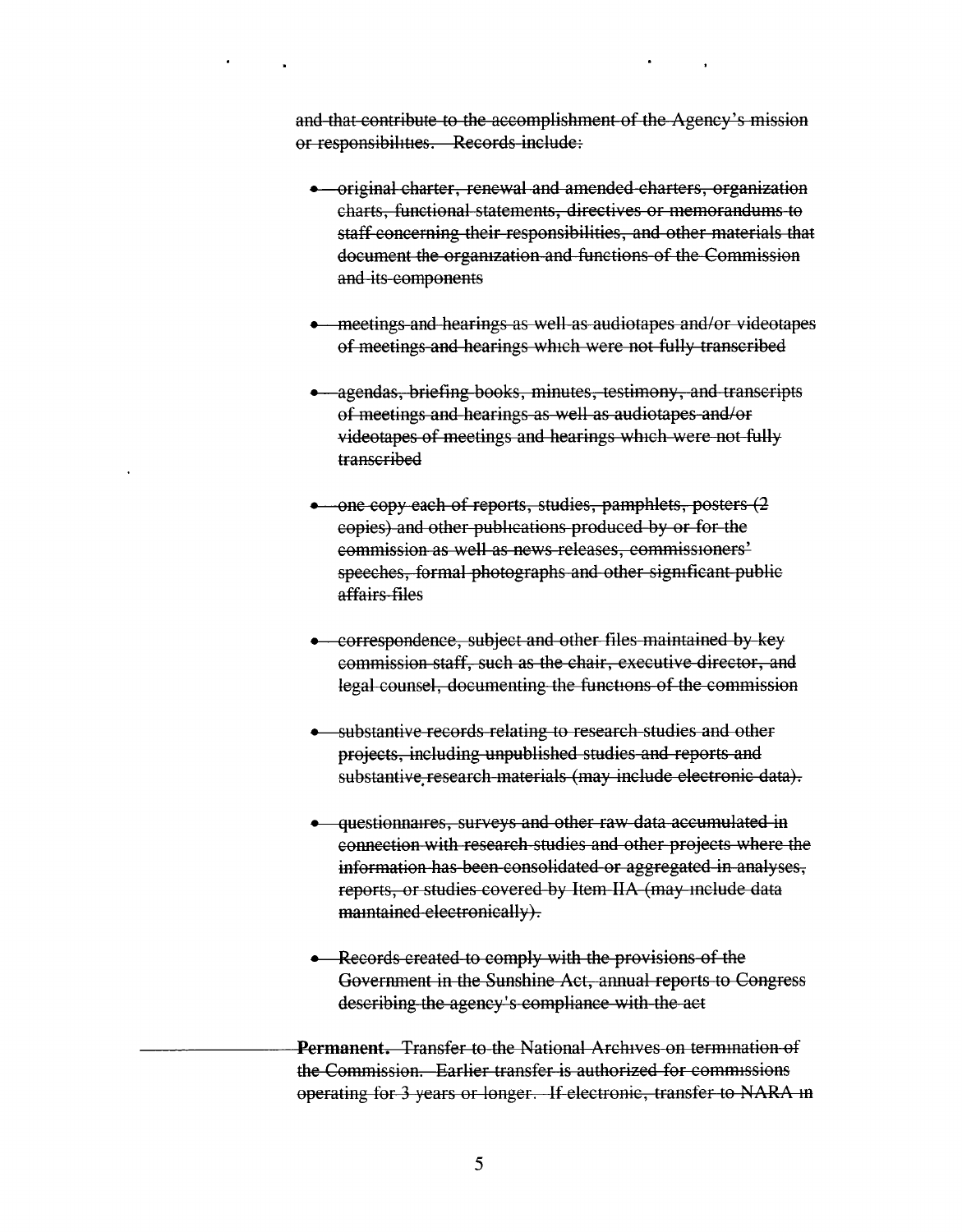~~and that contribute to the accomplishment of the Agency's mission or responsibilities. Records include:~~

- ~~original charter, renewal and amended charters, organization charts, functional statements, directives or memorandums to staff concerning their responsibilities, and other materials that document the organization and functions of the Commission and its components~~

- ~~meetings and hearings as well as audiotapes and/or videotapes of meetings and hearings which were not fully transcribed~~

- ~~agendas, briefing books, minutes, testimony, and transcripts of meetings and hearings as well as audiotapes and/or videotapes of meetings and hearings which were not fully transcribed~~

- ~~one copy each of reports, studies, pamphlets, posters (2 copies) and other publications produced by or for the commission as well as news releases, commissioners' speeches, formal photographs and other significant public affairs files~~

- ~~correspondence, subject and other files maintained by key commission staff, such as the chair, executive director, and legal counsel, documenting the functions of the commission~~

- ~~substantive records relating to research studies and other projects, including unpublished studies and reports and substantive research materials (may include electronic data).~~

- ~~questionnaires, surveys and other raw data accumulated in connection with research studies and other projects where the information has been consolidated or aggregated in analyses, reports, or studies covered by Item IIA (may include data maintained electronically).~~

- ~~Records created to comply with the provisions of the Government in the Sunshine Act, annual reports to Congress describing the agency's compliance with the act~~

~~**Permanent.** Transfer to the National Archives on termination of the Commission. Earlier transfer is authorized for commissions operating for 3 years or longer. If electronic, transfer to NARA in~~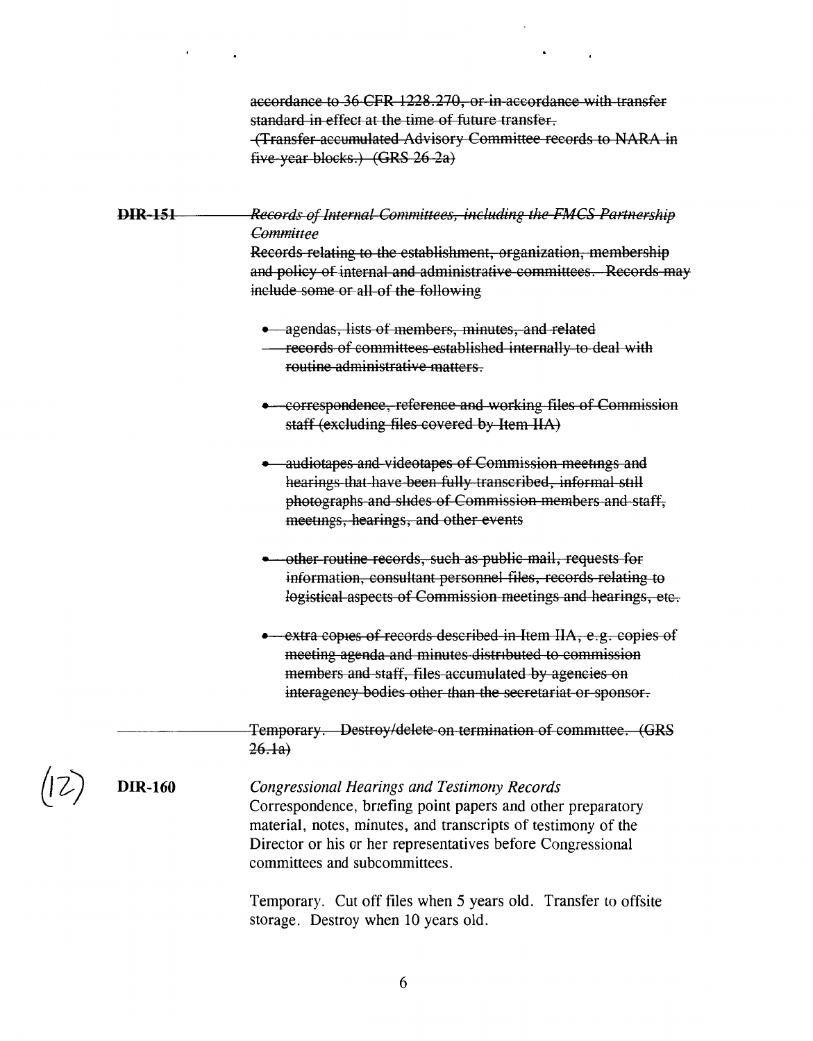~~accordance to 36 CFR 1228.270, or in accordance with transfer standard in effect at the time of future transfer.~~
~~(Transfer accumulated Advisory Committee records to NARA in five-year blocks.) (GRS 26-2a)~~

~~**DIR-151**~~ ~~*Records of Internal Committees, including the FMCS Partnership Committee*~~

~~Records relating to the establishment, organization, membership and policy of internal and administrative committees. Records may include some or all of the following~~

- ~~agendas, lists of members, minutes, and related records of committees established internally to deal with routine administrative matters.~~
- ~~correspondence, reference and working files of Commission staff (excluding files covered by Item IIA)~~
- ~~audiotapes and videotapes of Commission meetings and hearings that have been fully transcribed, informal still photographs and slides of Commission members and staff, meetings, hearings, and other events~~
- ~~other routine records, such as public mail, requests for information, consultant personnel files, records relating to logistical aspects of Commission meetings and hearings, etc.~~
- ~~extra copies of records described in Item IIA, e.g. copies of meeting agenda and minutes distributed to commission members and staff, files accumulated by agencies on interagency bodies other than the secretariat or sponsor.~~

~~Temporary. Destroy/delete on termination of committee. (GRS 26.1a)~~

(12)

**DIR-160** *Congressional Hearings and Testimony Records*

Correspondence, briefing point papers and other preparatory material, notes, minutes, and transcripts of testimony of the Director or his or her representatives before Congressional committees and subcommittees.

Temporary. Cut off files when 5 years old. Transfer to offsite storage. Destroy when 10 years old.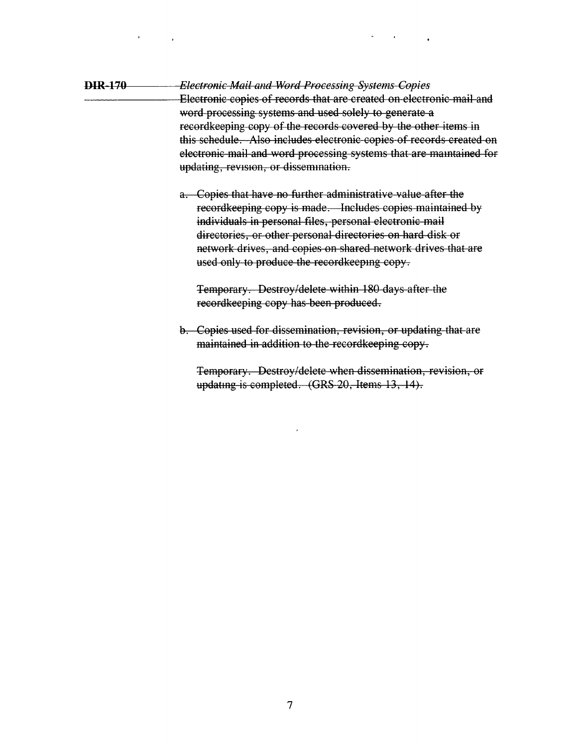~~**DIR-170**~~ ~~*Electronic Mail and Word Processing Systems Copies*~~

~~Electronic copies of records that are created on electronic mail and word processing systems and used solely to generate a recordkeeping copy of the records covered by the other items in this schedule. Also includes electronic copies of records created on electronic mail and word processing systems that are maintained for updating, revision, or dissemination.~~

a. ~~Copies that have no further administrative value after the recordkeeping copy is made. Includes copies maintained by individuals in personal files, personal electronic mail directories, or other personal directories on hard disk or network drives, and copies on shared network drives that are used only to produce the recordkeeping copy.~~

   ~~Temporary. Destroy/delete within 180 days after the recordkeeping copy has been produced.~~

b. ~~Copies used for dissemination, revision, or updating that are maintained in addition to the recordkeeping copy.~~

   ~~Temporary. Destroy/delete when dissemination, revision, or updating is completed. (GRS 20, Items 13, 14).~~